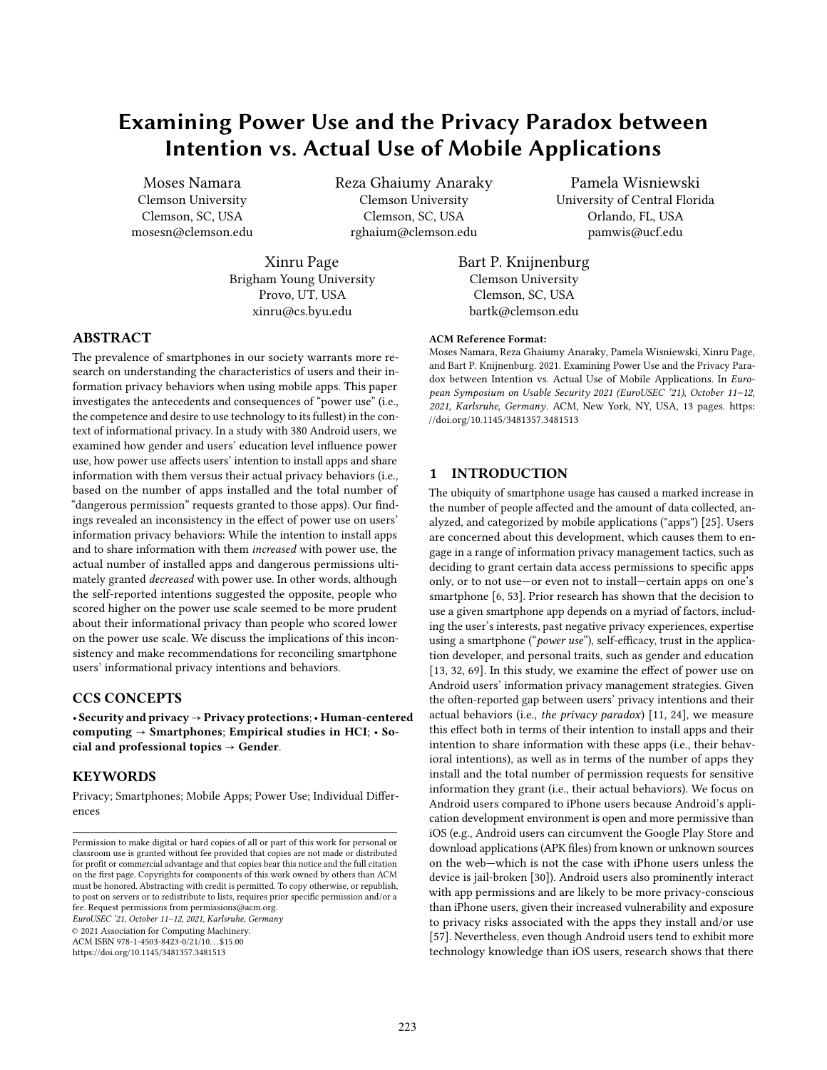# Examining Power Use and the Privacy Paradox between Intention vs. Actual Use of Mobile Applications

Moses Namara
Clemson University
Clemson, SC, USA
mosesn@clemson.edu

Reza Ghaiumy Anaraky
Clemson University
Clemson, SC, USA
rghaium@clemson.edu

Pamela Wisniewski
University of Central Florida
Orlando, FL, USA
pamwis@ucf.edu

Xinru Page
Brigham Young University
Provo, UT, USA
xinru@cs.byu.edu

Bart P. Knijnenburg
Clemson University
Clemson, SC, USA
bartk@clemson.edu

## ABSTRACT

The prevalence of smartphones in our society warrants more research on understanding the characteristics of users and their information privacy behaviors when using mobile apps. This paper investigates the antecedents and consequences of "power use" (i.e., the competence and desire to use technology to its fullest) in the context of informational privacy. In a study with 380 Android users, we examined how gender and users' education level influence power use, how power use affects users' intention to install apps and share information with them versus their actual privacy behaviors (i.e., based on the number of apps installed and the total number of "dangerous permission" requests granted to those apps). Our findings revealed an inconsistency in the effect of power use on users' information privacy behaviors: While the intention to install apps and to share information with them *increased* with power use, the actual number of installed apps and dangerous permissions ultimately granted *decreased* with power use. In other words, although the self-reported intentions suggested the opposite, people who scored higher on the power use scale seemed to be more prudent about their informational privacy than people who scored lower on the power use scale. We discuss the implications of this inconsistency and make recommendations for reconciling smartphone users' informational privacy intentions and behaviors.

## CCS CONCEPTS

• **Security and privacy → Privacy protections**; • **Human-centered computing → Smartphones**; **Empirical studies in HCI**; • **Social and professional topics → Gender**.

## KEYWORDS

Privacy; Smartphones; Mobile Apps; Power Use; Individual Differences

Permission to make digital or hard copies of all or part of this work for personal or classroom use is granted without fee provided that copies are not made or distributed for profit or commercial advantage and that copies bear this notice and the full citation on the first page. Copyrights for components of this work owned by others than ACM must be honored. Abstracting with credit is permitted. To copy otherwise, or republish, to post on servers or to redistribute to lists, requires prior specific permission and/or a fee. Request permissions from permissions@acm.org.
*EuroUSEC '21, October 11–12, 2021, Karlsruhe, Germany*
© 2021 Association for Computing Machinery.
ACM ISBN 978-1-4503-8423-0/21/10...$15.00
https://doi.org/10.1145/3481357.3481513

**ACM Reference Format:**
Moses Namara, Reza Ghaiumy Anaraky, Pamela Wisniewski, Xinru Page, and Bart P. Knijnenburg. 2021. Examining Power Use and the Privacy Paradox between Intention vs. Actual Use of Mobile Applications. In *European Symposium on Usable Security 2021 (EuroUSEC '21), October 11–12, 2021, Karlsruhe, Germany*. ACM, New York, NY, USA, 13 pages. https://doi.org/10.1145/3481357.3481513

## 1 INTRODUCTION

The ubiquity of smartphone usage has caused a marked increase in the number of people affected and the amount of data collected, analyzed, and categorized by mobile applications ("apps") [25]. Users are concerned about this development, which causes them to engage in a range of information privacy management tactics, such as deciding to grant certain data access permissions to specific apps only, or to not use—or even not to install—certain apps on one's smartphone [6, 53]. Prior research has shown that the decision to use a given smartphone app depends on a myriad of factors, including the user's interests, past negative privacy experiences, expertise using a smartphone ("*power use*"), self-efficacy, trust in the application developer, and personal traits, such as gender and education [13, 32, 69]. In this study, we examine the effect of power use on Android users' information privacy management strategies. Given the often-reported gap between users' privacy intentions and their actual behaviors (i.e., *the privacy paradox*) [11, 24], we measure this effect both in terms of their intention to install apps and their intention to share information with these apps (i.e., their behavioral intentions), as well as in terms of the number of apps they install and the total number of permission requests for sensitive information they grant (i.e., their actual behaviors). We focus on Android users compared to iPhone users because Android's application development environment is open and more permissive than iOS (e.g., Android users can circumvent the Google Play Store and download applications (APK files) from known or unknown sources on the web—which is not the case with iPhone users unless the device is jail-broken [30]). Android users also prominently interact with app permissions and are likely to be more privacy-conscious than iPhone users, given their increased vulnerability and exposure to privacy risks associated with the apps they install and/or use [57]. Nevertheless, even though Android users tend to exhibit more technology knowledge than iOS users, research shows that there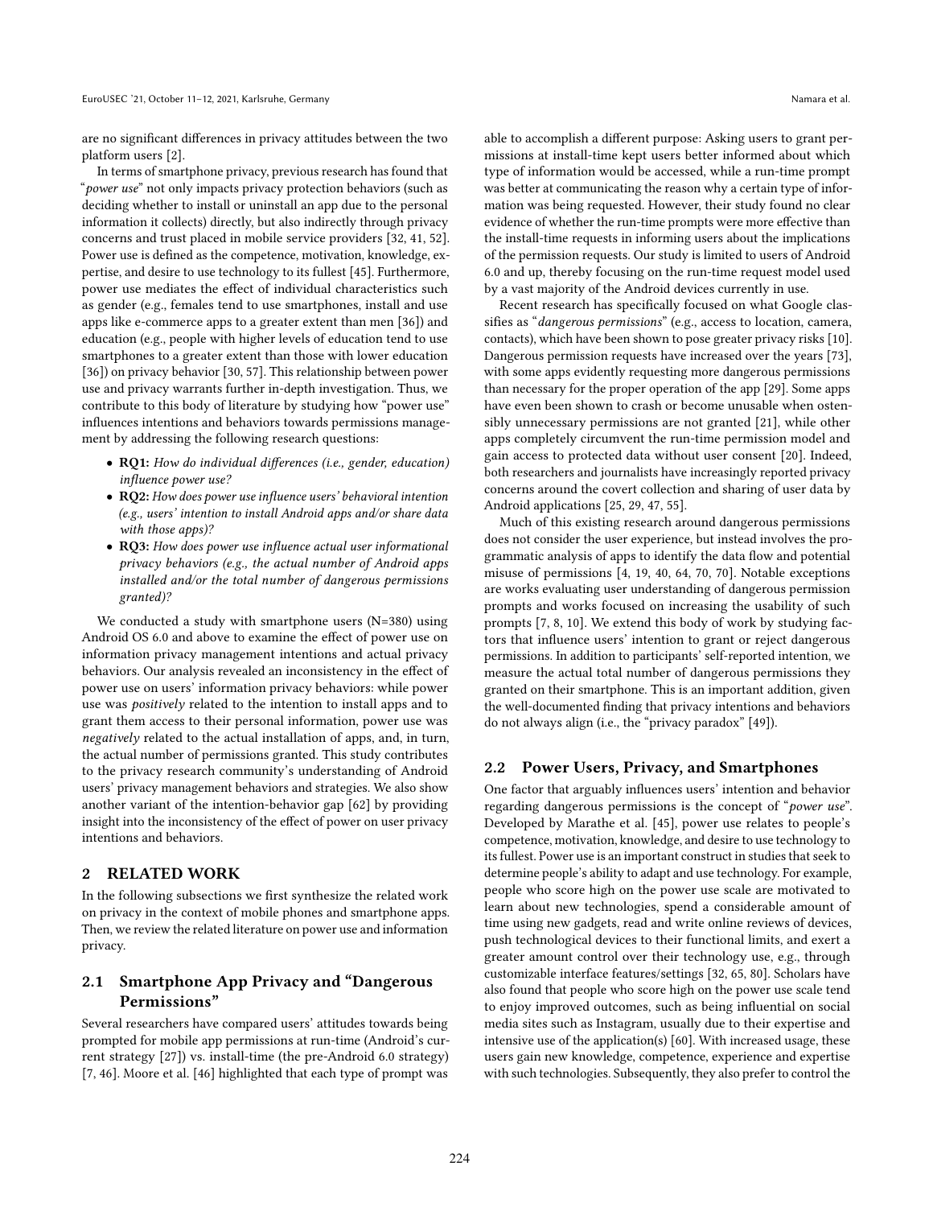are no significant differences in privacy attitudes between the two platform users [2].

In terms of smartphone privacy, previous research has found that "*power use*" not only impacts privacy protection behaviors (such as deciding whether to install or uninstall an app due to the personal information it collects) directly, but also indirectly through privacy concerns and trust placed in mobile service providers [32, 41, 52]. Power use is defined as the competence, motivation, knowledge, expertise, and desire to use technology to its fullest [45]. Furthermore, power use mediates the effect of individual characteristics such as gender (e.g., females tend to use smartphones, install and use apps like e-commerce apps to a greater extent than men [36]) and education (e.g., people with higher levels of education tend to use smartphones to a greater extent than those with lower education [36]) on privacy behavior [30, 57]. This relationship between power use and privacy warrants further in-depth investigation. Thus, we contribute to this body of literature by studying how "power use" influences intentions and behaviors towards permissions management by addressing the following research questions:

- **RQ1:** *How do individual differences (i.e., gender, education) influence power use?*
- **RQ2:** *How does power use influence users' behavioral intention (e.g., users' intention to install Android apps and/or share data with those apps)?*
- **RQ3:** *How does power use influence actual user informational privacy behaviors (e.g., the actual number of Android apps installed and/or the total number of dangerous permissions granted)?*

We conducted a study with smartphone users (N=380) using Android OS 6.0 and above to examine the effect of power use on information privacy management intentions and actual privacy behaviors. Our analysis revealed an inconsistency in the effect of power use on users' information privacy behaviors: while power use was *positively* related to the intention to install apps and to grant them access to their personal information, power use was *negatively* related to the actual installation of apps, and, in turn, the actual number of permissions granted. This study contributes to the privacy research community's understanding of Android users' privacy management behaviors and strategies. We also show another variant of the intention-behavior gap [62] by providing insight into the inconsistency of the effect of power on user privacy intentions and behaviors.

## 2 RELATED WORK

In the following subsections we first synthesize the related work on privacy in the context of mobile phones and smartphone apps. Then, we review the related literature on power use and information privacy.

### 2.1 Smartphone App Privacy and "Dangerous Permissions"

Several researchers have compared users' attitudes towards being prompted for mobile app permissions at run-time (Android's current strategy [27]) vs. install-time (the pre-Android 6.0 strategy) [7, 46]. Moore et al. [46] highlighted that each type of prompt was able to accomplish a different purpose: Asking users to grant permissions at install-time kept users better informed about which type of information would be accessed, while a run-time prompt was better at communicating the reason why a certain type of information was being requested. However, their study found no clear evidence of whether the run-time prompts were more effective than the install-time requests in informing users about the implications of the permission requests. Our study is limited to users of Android 6.0 and up, thereby focusing on the run-time request model used by a vast majority of the Android devices currently in use.

Recent research has specifically focused on what Google classifies as "*dangerous permissions*" (e.g., access to location, camera, contacts), which have been shown to pose greater privacy risks [10]. Dangerous permission requests have increased over the years [73], with some apps evidently requesting more dangerous permissions than necessary for the proper operation of the app [29]. Some apps have even been shown to crash or become unusable when ostensibly unnecessary permissions are not granted [21], while other apps completely circumvent the run-time permission model and gain access to protected data without user consent [20]. Indeed, both researchers and journalists have increasingly reported privacy concerns around the covert collection and sharing of user data by Android applications [25, 29, 47, 55].

Much of this existing research around dangerous permissions does not consider the user experience, but instead involves the programmatic analysis of apps to identify the data flow and potential misuse of permissions [4, 19, 40, 64, 70, 70]. Notable exceptions are works evaluating user understanding of dangerous permission prompts and works focused on increasing the usability of such prompts [7, 8, 10]. We extend this body of work by studying factors that influence users' intention to grant or reject dangerous permissions. In addition to participants' self-reported intention, we measure the actual total number of dangerous permissions they granted on their smartphone. This is an important addition, given the well-documented finding that privacy intentions and behaviors do not always align (i.e., the "privacy paradox" [49]).

### 2.2 Power Users, Privacy, and Smartphones

One factor that arguably influences users' intention and behavior regarding dangerous permissions is the concept of "*power use*". Developed by Marathe et al. [45], power use relates to people's competence, motivation, knowledge, and desire to use technology to its fullest. Power use is an important construct in studies that seek to determine people's ability to adapt and use technology. For example, people who score high on the power use scale are motivated to learn about new technologies, spend a considerable amount of time using new gadgets, read and write online reviews of devices, push technological devices to their functional limits, and exert a greater amount control over their technology use, e.g., through customizable interface features/settings [32, 65, 80]. Scholars have also found that people who score high on the power use scale tend to enjoy improved outcomes, such as being influential on social media sites such as Instagram, usually due to their expertise and intensive use of the application(s) [60]. With increased usage, these users gain new knowledge, competence, experience and expertise with such technologies. Subsequently, they also prefer to control the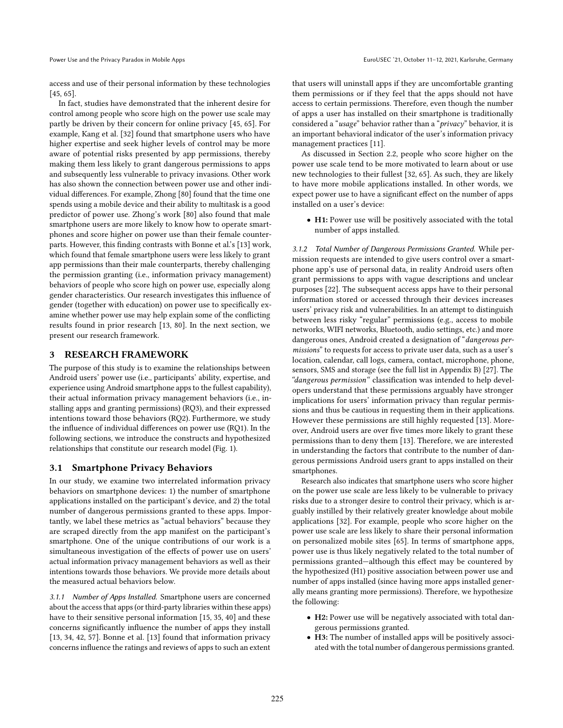access and use of their personal information by these technologies [45, 65].

In fact, studies have demonstrated that the inherent desire for control among people who score high on the power use scale may partly be driven by their concern for online privacy [45, 65]. For example, Kang et al. [32] found that smartphone users who have higher expertise and seek higher levels of control may be more aware of potential risks presented by app permissions, thereby making them less likely to grant dangerous permissions to apps and subsequently less vulnerable to privacy invasions. Other work has also shown the connection between power use and other individual differences. For example, Zhong [80] found that the time one spends using a mobile device and their ability to multitask is a good predictor of power use. Zhong's work [80] also found that male smartphone users are more likely to know how to operate smartphones and score higher on power use than their female counterparts. However, this finding contrasts with Bonne et al.'s [13] work, which found that female smartphone users were less likely to grant app permissions than their male counterparts, thereby challenging the permission granting (i.e., information privacy management) behaviors of people who score high on power use, especially along gender characteristics. Our research investigates this influence of gender (together with education) on power use to specifically examine whether power use may help explain some of the conflicting results found in prior research [13, 80]. In the next section, we present our research framework.

## 3 RESEARCH FRAMEWORK

The purpose of this study is to examine the relationships between Android users' power use (i.e., participants' ability, expertise, and experience using Android smartphone apps to the fullest capability), their actual information privacy management behaviors (i.e., installing apps and granting permissions) (RQ3), and their expressed intentions toward those behaviors (RQ2). Furthermore, we study the influence of individual differences on power use (RQ1). In the following sections, we introduce the constructs and hypothesized relationships that constitute our research model (Fig. 1).

### 3.1 Smartphone Privacy Behaviors

In our study, we examine two interrelated information privacy behaviors on smartphone devices: 1) the number of smartphone applications installed on the participant's device, and 2) the total number of dangerous permissions granted to these apps. Importantly, we label these metrics as "actual behaviors" because they are scraped directly from the app manifest on the participant's smartphone. One of the unique contributions of our work is a simultaneous investigation of the effects of power use on users' actual information privacy management behaviors as well as their intentions towards those behaviors. We provide more details about the measured actual behaviors below.

*3.1.1 Number of Apps Installed.* Smartphone users are concerned about the access that apps (or third-party libraries within these apps) have to their sensitive personal information [15, 35, 40] and these concerns significantly influence the number of apps they install [13, 34, 42, 57]. Bonne et al. [13] found that information privacy concerns influence the ratings and reviews of apps to such an extent that users will uninstall apps if they are uncomfortable granting them permissions or if they feel that the apps should not have access to certain permissions. Therefore, even though the number of apps a user has installed on their smartphone is traditionally considered a "*usage*" behavior rather than a "*privacy*" behavior, it is an important behavioral indicator of the user's information privacy management practices [11].

As discussed in Section 2.2, people who score higher on the power use scale tend to be more motivated to learn about or use new technologies to their fullest [32, 65]. As such, they are likely to have more mobile applications installed. In other words, we expect power use to have a significant effect on the number of apps installed on a user's device:

- **H1:** Power use will be positively associated with the total number of apps installed.

*3.1.2 Total Number of Dangerous Permissions Granted.* While permission requests are intended to give users control over a smartphone app's use of personal data, in reality Android users often grant permissions to apps with vague descriptions and unclear purposes [22]. The subsequent access apps have to their personal information stored or accessed through their devices increases users' privacy risk and vulnerabilities. In an attempt to distinguish between less risky "regular" permissions (e.g., access to mobile networks, WIFI networks, Bluetooth, audio settings, etc.) and more dangerous ones, Android created a designation of "*dangerous permissions*" to requests for access to private user data, such as a user's location, calendar, call logs, camera, contact, microphone, phone, sensors, SMS and storage (see the full list in Appendix B) [27]. The "*dangerous permission*" classification was intended to help developers understand that these permissions arguably have stronger implications for users' information privacy than regular permissions and thus be cautious in requesting them in their applications. However these permissions are still highly requested [13]. Moreover, Android users are over five times more likely to grant these permissions than to deny them [13]. Therefore, we are interested in understanding the factors that contribute to the number of dangerous permissions Android users grant to apps installed on their smartphones.

Research also indicates that smartphone users who score higher on the power use scale are less likely to be vulnerable to privacy risks due to a stronger desire to control their privacy, which is arguably instilled by their relatively greater knowledge about mobile applications [32]. For example, people who score higher on the power use scale are less likely to share their personal information on personalized mobile sites [65]. In terms of smartphone apps, power use is thus likely negatively related to the total number of permissions granted—although this effect may be countered by the hypothesized (H1) positive association between power use and number of apps installed (since having more apps installed generally means granting more permissions). Therefore, we hypothesize the following:

- **H2:** Power use will be negatively associated with total dangerous permissions granted.
- **H3:** The number of installed apps will be positively associated with the total number of dangerous permissions granted.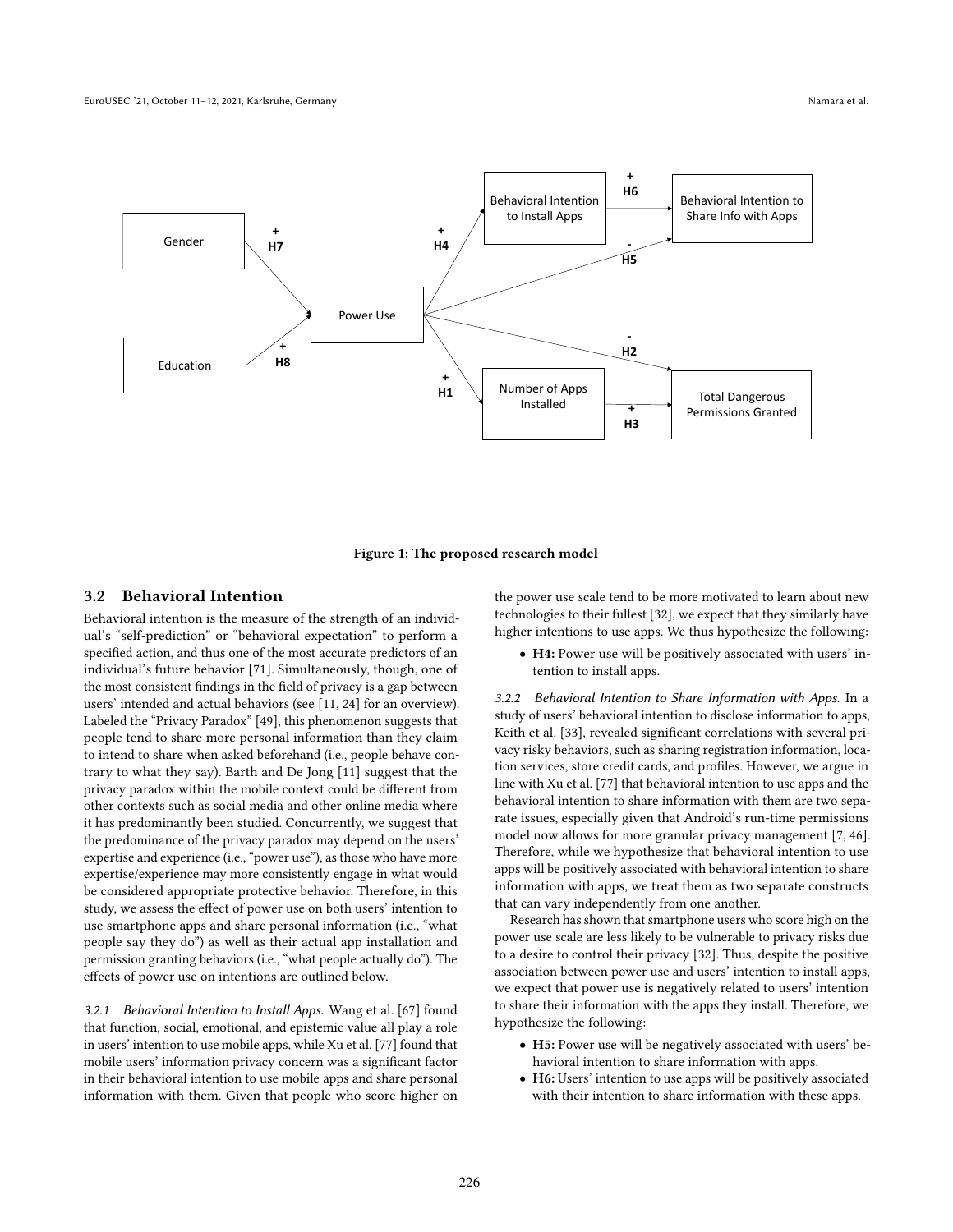Figure 1: The proposed research model

## 3.2 Behavioral Intention

Behavioral intention is the measure of the strength of an individual's "self-prediction" or "behavioral expectation" to perform a specified action, and thus one of the most accurate predictors of an individual's future behavior [71]. Simultaneously, though, one of the most consistent findings in the field of privacy is a gap between users' intended and actual behaviors (see [11, 24] for an overview). Labeled the "Privacy Paradox" [49], this phenomenon suggests that people tend to share more personal information than they claim to intend to share when asked beforehand (i.e., people behave contrary to what they say). Barth and De Jong [11] suggest that the privacy paradox within the mobile context could be different from other contexts such as social media and other online media where it has predominantly been studied. Concurrently, we suggest that the predominance of the privacy paradox may depend on the users' expertise and experience (i.e., "power use"), as those who have more expertise/experience may more consistently engage in what would be considered appropriate protective behavior. Therefore, in this study, we assess the effect of power use on both users' intention to use smartphone apps and share personal information (i.e., "what people say they do") as well as their actual app installation and permission granting behaviors (i.e., "what people actually do"). The effects of power use on intentions are outlined below.

*3.2.1 Behavioral Intention to Install Apps.* Wang et al. [67] found that function, social, emotional, and epistemic value all play a role in users' intention to use mobile apps, while Xu et al. [77] found that mobile users' information privacy concern was a significant factor in their behavioral intention to use mobile apps and share personal information with them. Given that people who score higher on the power use scale tend to be more motivated to learn about new technologies to their fullest [32], we expect that they similarly have higher intentions to use apps. We thus hypothesize the following:

- **H4:** Power use will be positively associated with users' intention to install apps.

*3.2.2 Behavioral Intention to Share Information with Apps.* In a study of users' behavioral intention to disclose information to apps, Keith et al. [33], revealed significant correlations with several privacy risky behaviors, such as sharing registration information, location services, store credit cards, and profiles. However, we argue in line with Xu et al. [77] that behavioral intention to use apps and the behavioral intention to share information with them are two separate issues, especially given that Android's run-time permissions model now allows for more granular privacy management [7, 46]. Therefore, while we hypothesize that behavioral intention to use apps will be positively associated with behavioral intention to share information with apps, we treat them as two separate constructs that can vary independently from one another.

Research has shown that smartphone users who score high on the power use scale are less likely to be vulnerable to privacy risks due to a desire to control their privacy [32]. Thus, despite the positive association between power use and users' intention to install apps, we expect that power use is negatively related to users' intention to share their information with the apps they install. Therefore, we hypothesize the following:

- **H5:** Power use will be negatively associated with users' behavioral intention to share information with apps.
- **H6:** Users' intention to use apps will be positively associated with their intention to share information with these apps.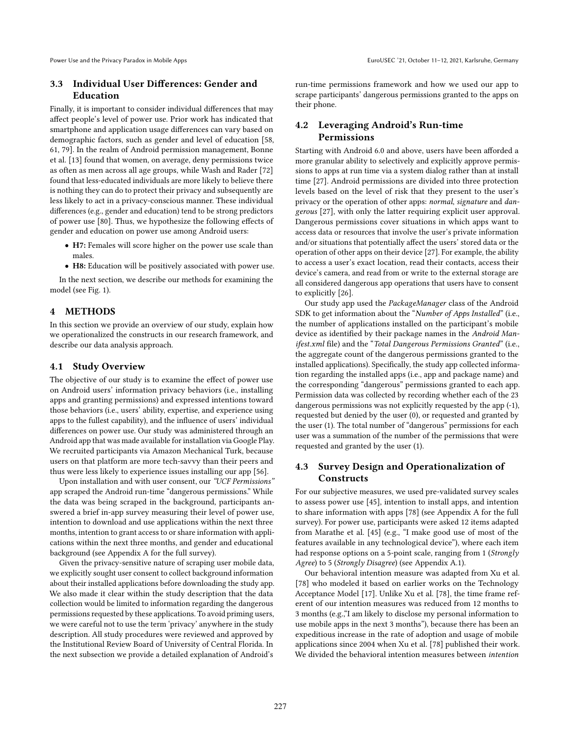### 3.3 Individual User Differences: Gender and Education

Finally, it is important to consider individual differences that may affect people's level of power use. Prior work has indicated that smartphone and application usage differences can vary based on demographic factors, such as gender and level of education [58, 61, 79]. In the realm of Android permission management, Bonne et al. [13] found that women, on average, deny permissions twice as often as men across all age groups, while Wash and Rader [72] found that less-educated individuals are more likely to believe there is nothing they can do to protect their privacy and subsequently are less likely to act in a privacy-conscious manner. These individual differences (e.g., gender and education) tend to be strong predictors of power use [80]. Thus, we hypothesize the following effects of gender and education on power use among Android users:

- **H7:** Females will score higher on the power use scale than males.
- **H8:** Education will be positively associated with power use.

In the next section, we describe our methods for examining the model (see Fig. 1).

## 4 METHODS

In this section we provide an overview of our study, explain how we operationalized the constructs in our research framework, and describe our data analysis approach.

### 4.1 Study Overview

The objective of our study is to examine the effect of power use on Android users' information privacy behaviors (i.e., installing apps and granting permissions) and expressed intentions toward those behaviors (i.e., users' ability, expertise, and experience using apps to the fullest capability), and the influence of users' individual differences on power use. Our study was administered through an Android app that was made available for installation via Google Play. We recruited participants via Amazon Mechanical Turk, because users on that platform are more tech-savvy than their peers and thus were less likely to experience issues installing our app [56].

Upon installation and with user consent, our *"UCF Permissions"* app scraped the Android run-time "dangerous permissions." While the data was being scraped in the background, participants answered a brief in-app survey measuring their level of power use, intention to download and use applications within the next three months, intention to grant access to or share information with applications within the next three months, and gender and educational background (see Appendix A for the full survey).

Given the privacy-sensitive nature of scraping user mobile data, we explicitly sought user consent to collect background information about their installed applications before downloading the study app. We also made it clear within the study description that the data collection would be limited to information regarding the dangerous permissions requested by these applications. To avoid priming users, we were careful not to use the term 'privacy' anywhere in the study description. All study procedures were reviewed and approved by the Institutional Review Board of University of Central Florida. In the next subsection we provide a detailed explanation of Android's run-time permissions framework and how we used our app to scrape participants' dangerous permissions granted to the apps on their phone.

### 4.2 Leveraging Android's Run-time Permissions

Starting with Android 6.0 and above, users have been afforded a more granular ability to selectively and explicitly approve permissions to apps at run time via a system dialog rather than at install time [27]. Android permissions are divided into three protection levels based on the level of risk that they present to the user's privacy or the operation of other apps: *normal*, *signature* and *dangerous* [27], with only the latter requiring explicit user approval. Dangerous permissions cover situations in which apps want to access data or resources that involve the user's private information and/or situations that potentially affect the users' stored data or the operation of other apps on their device [27]. For example, the ability to access a user's exact location, read their contacts, access their device's camera, and read from or write to the external storage are all considered dangerous app operations that users have to consent to explicitly [26].

Our study app used the *PackageManager* class of the Android SDK to get information about the "*Number of Apps Installed*" (i.e., the number of applications installed on the participant's mobile device as identified by their package names in the *Android Manifest.xml* file) and the "*Total Dangerous Permissions Granted*" (i.e., the aggregate count of the dangerous permissions granted to the installed applications). Specifically, the study app collected information regarding the installed apps (i.e., app and package name) and the corresponding "dangerous" permissions granted to each app. Permission data was collected by recording whether each of the 23 dangerous permissions was not explicitly requested by the app (-1), requested but denied by the user (0), or requested and granted by the user (1). The total number of "dangerous" permissions for each user was a summation of the number of the permissions that were requested and granted by the user (1).

### 4.3 Survey Design and Operationalization of Constructs

For our subjective measures, we used pre-validated survey scales to assess power use [45], intention to install apps, and intention to share information with apps [78] (see Appendix A for the full survey). For power use, participants were asked 12 items adapted from Marathe et al. [45] (e.g., "I make good use of most of the features available in any technological device"), where each item had response options on a 5-point scale, ranging from 1 (*Strongly Agree*) to 5 (*Strongly Disagree*) (see Appendix A.1).

Our behavioral intention measure was adapted from Xu et al. [78] who modeled it based on earlier works on the Technology Acceptance Model [17]. Unlike Xu et al. [78], the time frame referent of our intention measures was reduced from 12 months to 3 months (e.g.,"I am likely to disclose my personal information to use mobile apps in the next 3 months"), because there has been an expeditious increase in the rate of adoption and usage of mobile applications since 2004 when Xu et al. [78] published their work. We divided the behavioral intention measures between *intention*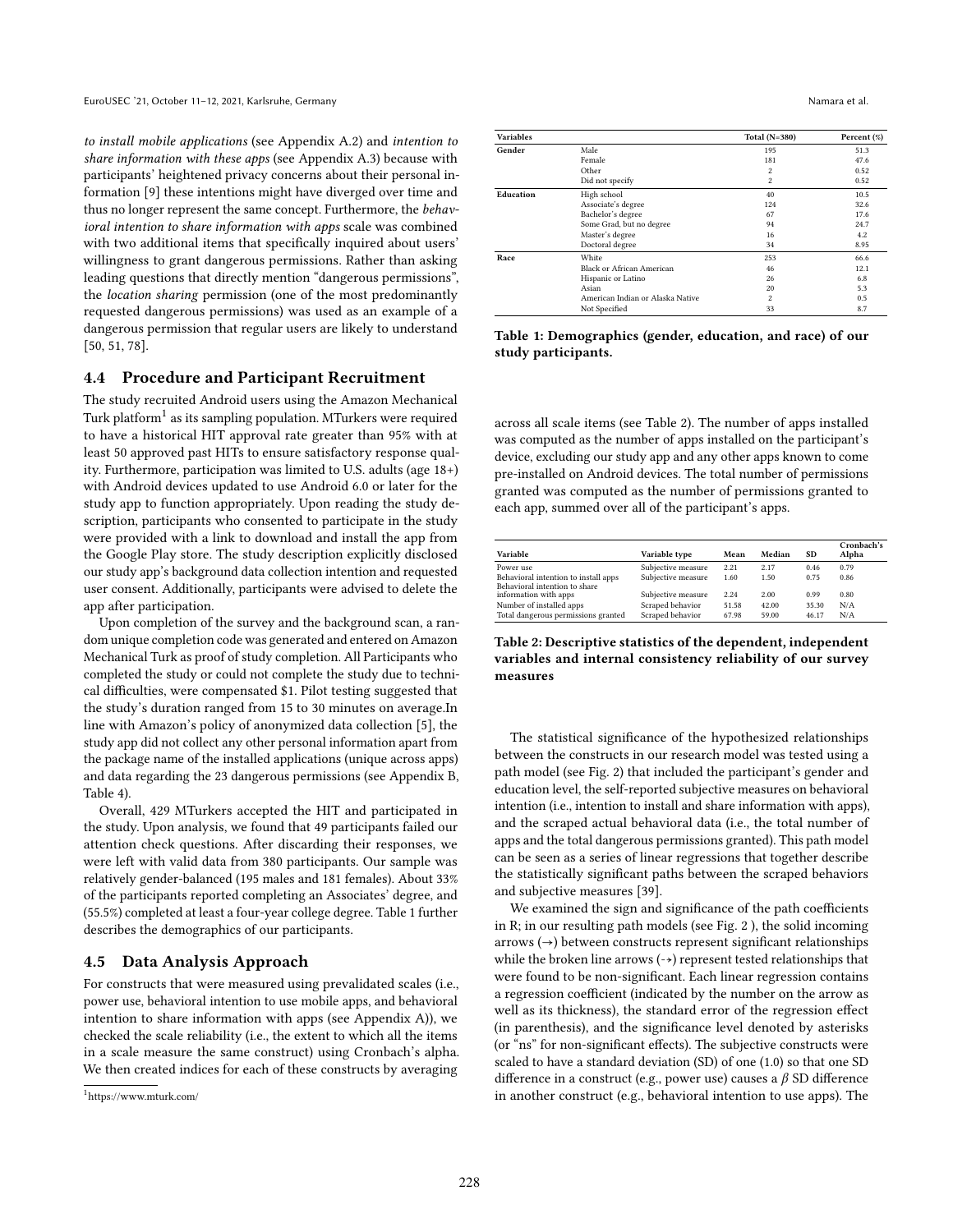*to install mobile applications* (see Appendix A.2) and *intention to share information with these apps* (see Appendix A.3) because with participants' heightened privacy concerns about their personal information [9] these intentions might have diverged over time and thus no longer represent the same concept. Furthermore, the *behavioral intention to share information with apps* scale was combined with two additional items that specifically inquired about users' willingness to grant dangerous permissions. Rather than asking leading questions that directly mention "dangerous permissions", the *location sharing* permission (one of the most predominantly requested dangerous permissions) was used as an example of a dangerous permission that regular users are likely to understand [50, 51, 78].

## 4.4 Procedure and Participant Recruitment

The study recruited Android users using the Amazon Mechanical Turk platform[1] as its sampling population. MTurkers were required to have a historical HIT approval rate greater than 95% with at least 50 approved past HITs to ensure satisfactory response quality. Furthermore, participation was limited to U.S. adults (age 18+) with Android devices updated to use Android 6.0 or later for the study app to function appropriately. Upon reading the study description, participants who consented to participate in the study were provided with a link to download and install the app from the Google Play store. The study description explicitly disclosed our study app's background data collection intention and requested user consent. Additionally, participants were advised to delete the app after participation.

Upon completion of the survey and the background scan, a random unique completion code was generated and entered on Amazon Mechanical Turk as proof of study completion. All Participants who completed the study or could not complete the study due to technical difficulties, were compensated $1. Pilot testing suggested that the study's duration ranged from 15 to 30 minutes on average.In line with Amazon's policy of anonymized data collection [5], the study app did not collect any other personal information apart from the package name of the installed applications (unique across apps) and data regarding the 23 dangerous permissions (see Appendix B, Table 4).

Overall, 429 MTurkers accepted the HIT and participated in the study. Upon analysis, we found that 49 participants failed our attention check questions. After discarding their responses, we were left with valid data from 380 participants. Our sample was relatively gender-balanced (195 males and 181 females). About 33% of the participants reported completing an Associates' degree, and (55.5%) completed at least a four-year college degree. Table 1 further describes the demographics of our participants.

## 4.5 Data Analysis Approach

For constructs that were measured using prevalidated scales (i.e., power use, behavioral intention to use mobile apps, and behavioral intention to share information with apps (see Appendix A)), we checked the scale reliability (i.e., the extent to which all the items in a scale measure the same construct) using Cronbach's alpha. We then created indices for each of these constructs by averaging across all scale items (see Table 2). The number of apps installed was computed as the number of apps installed on the participant's device, excluding our study app and any other apps known to come pre-installed on Android devices. The total number of permissions granted was computed as the number of permissions granted to each app, summed over all of the participant's apps.

[1] https://www.mturk.com/

| Variables | | Total (N=380) | Percent (%) |
|---|---|---|---|
| Gender | Male | 195 | 51.3 |
| | Female | 181 | 47.6 |
| | Other | 2 | 0.52 |
| | Did not specify | 2 | 0.52 |
| Education | High school | 40 | 10.5 |
| | Associate's degree | 124 | 32.6 |
| | Bachelor's degree | 67 | 17.6 |
| | Some Grad, but no degree | 94 | 24.7 |
| | Master's degree | 16 | 4.2 |
| | Doctoral degree | 34 | 8.95 |
| Race | White | 253 | 66.6 |
| | Black or African American | 46 | 12.1 |
| | Hispanic or Latino | 26 | 6.8 |
| | Asian | 20 | 5.3 |
| | American Indian or Alaska Native | 2 | 0.5 |
| | Not Specified | 33 | 8.7 |

**Table 1: Demographics (gender, education, and race) of our study participants.**

| Variable | Variable type | Mean | Median | SD | Cronbach's Alpha |
|---|---|---|---|---|---|
| Power use | Subjective measure | 2.21 | 2.17 | 0.46 | 0.79 |
| Behavioral intention to install apps | Subjective measure | 1.60 | 1.50 | 0.75 | 0.86 |
| Behavioral intention to share information with apps | Subjective measure | 2.24 | 2.00 | 0.99 | 0.80 |
| Number of installed apps | Scraped behavior | 51.58 | 42.00 | 35.30 | N/A |
| Total dangerous permissions granted | Scraped behavior | 67.98 | 59.00 | 46.17 | N/A |

**Table 2: Descriptive statistics of the dependent, independent variables and internal consistency reliability of our survey measures**

The statistical significance of the hypothesized relationships between the constructs in our research model was tested using a path model (see Fig. 2) that included the participant's gender and education level, the self-reported subjective measures on behavioral intention (i.e., intention to install and share information with apps), and the scraped actual behavioral data (i.e., the total number of apps and the total dangerous permissions granted). This path model can be seen as a series of linear regressions that together describe the statistically significant paths between the scraped behaviors and subjective measures [39].

We examined the sign and significance of the path coefficients in R; in our resulting path models (see Fig. 2 ), the solid incoming arrows (→) between constructs represent significant relationships while the broken line arrows (⇢) represent tested relationships that were found to be non-significant. Each linear regression contains a regression coefficient (indicated by the number on the arrow as well as its thickness), the standard error of the regression effect (in parenthesis), and the significance level denoted by asterisks (or "ns" for non-significant effects). The subjective constructs were scaled to have a standard deviation (SD) of one (1.0) so that one SD difference in a construct (e.g., power use) causes a $\beta$ SD difference in another construct (e.g., behavioral intention to use apps). The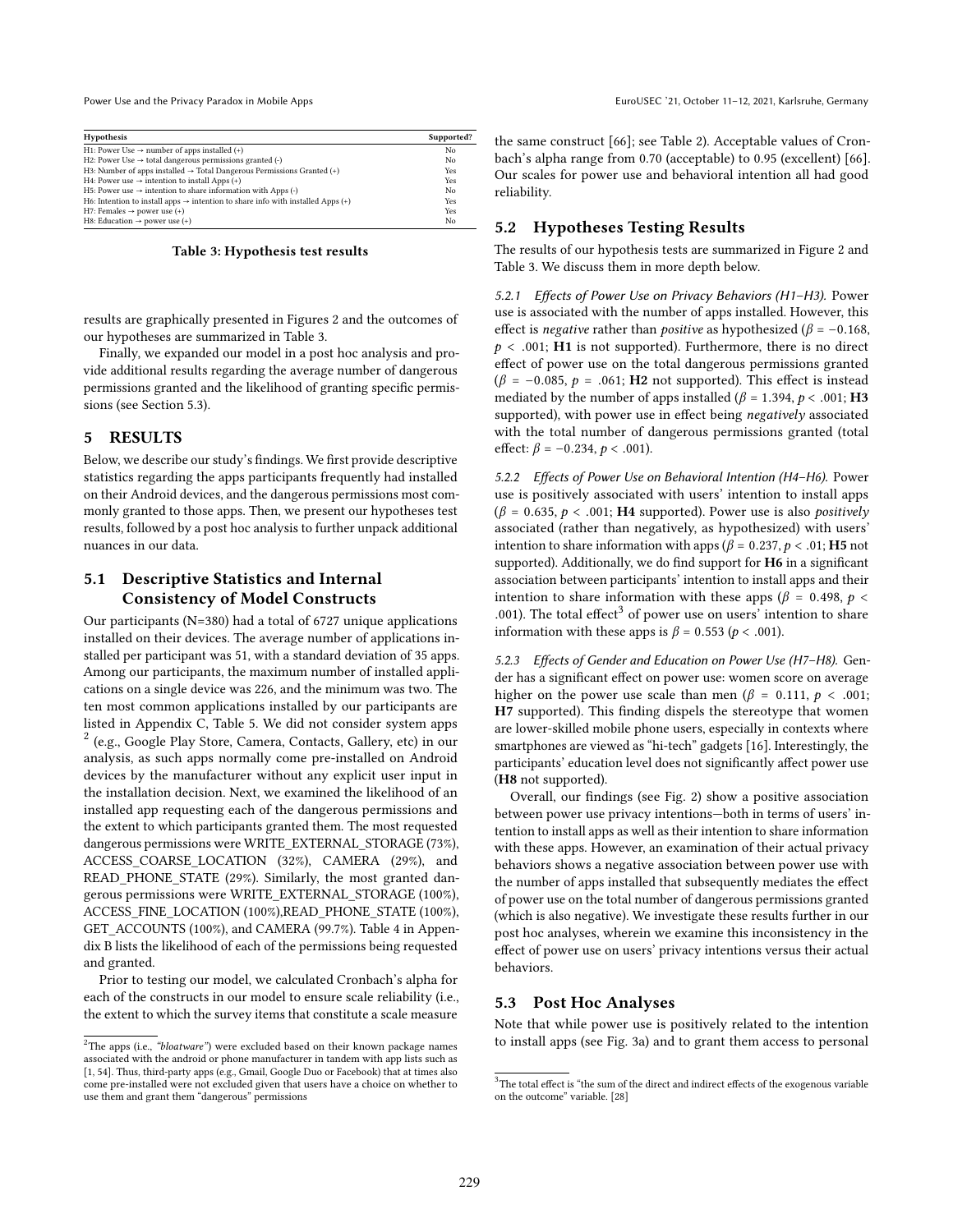| Hypothesis | Supported? |
| --- | --- |
| H1: Power Use → number of apps installed (+) | No |
| H2: Power Use → total dangerous permissions granted (-) | No |
| H3: Number of apps installed → Total Dangerous Permissions Granted (+) | Yes |
| H4: Power use → intention to install Apps (+) | Yes |
| H5: Power use → intention to share information with Apps (-) | No |
| H6: Intention to install apps → intention to share info with installed Apps (+) | Yes |
| H7: Females → power use (+) | Yes |
| H8: Education → power use (+) | No |

**Table 3: Hypothesis test results**

results are graphically presented in Figures 2 and the outcomes of our hypotheses are summarized in Table 3.

Finally, we expanded our model in a post hoc analysis and provide additional results regarding the average number of dangerous permissions granted and the likelihood of granting specific permissions (see Section 5.3).

## 5 RESULTS

Below, we describe our study's findings. We first provide descriptive statistics regarding the apps participants frequently had installed on their Android devices, and the dangerous permissions most commonly granted to those apps. Then, we present our hypotheses test results, followed by a post hoc analysis to further unpack additional nuances in our data.

### 5.1 Descriptive Statistics and Internal Consistency of Model Constructs

Our participants (N=380) had a total of 6727 unique applications installed on their devices. The average number of applications installed per participant was 51, with a standard deviation of 35 apps. Among our participants, the maximum number of installed applications on a single device was 226, and the minimum was two. The ten most common applications installed by our participants are listed in Appendix C, Table 5. We did not consider system apps [2] (e.g., Google Play Store, Camera, Contacts, Gallery, etc) in our analysis, as such apps normally come pre-installed on Android devices by the manufacturer without any explicit user input in the installation decision. Next, we examined the likelihood of an installed app requesting each of the dangerous permissions and the extent to which participants granted them. The most requested dangerous permissions were WRITE_EXTERNAL_STORAGE (73%), ACCESS_COARSE_LOCATION (32%), CAMERA (29%), and READ_PHONE_STATE (29%). Similarly, the most granted dangerous permissions were WRITE_EXTERNAL_STORAGE (100%), ACCESS_FINE_LOCATION (100%),READ_PHONE_STATE (100%), GET_ACCOUNTS (100%), and CAMERA (99.7%). Table 4 in Appendix B lists the likelihood of each of the permissions being requested and granted.

Prior to testing our model, we calculated Cronbach's alpha for each of the constructs in our model to ensure scale reliability (i.e., the extent to which the survey items that constitute a scale measure the same construct [66]; see Table 2). Acceptable values of Cronbach's alpha range from 0.70 (acceptable) to 0.95 (excellent) [66]. Our scales for power use and behavioral intention all had good reliability.

### 5.2 Hypotheses Testing Results

The results of our hypothesis tests are summarized in Figure 2 and Table 3. We discuss them in more depth below.

*5.2.1 Effects of Power Use on Privacy Behaviors (H1–H3).* Power use is associated with the number of apps installed. However, this effect is *negative* rather than *positive* as hypothesized ($\beta = -0.168$, $p < .001$; **H1** is not supported). Furthermore, there is no direct effect of power use on the total dangerous permissions granted ($\beta = -0.085$, $p = .061$; **H2** not supported). This effect is instead mediated by the number of apps installed ($\beta = 1.394$, $p < .001$; **H3** supported), with power use in effect being *negatively* associated with the total number of dangerous permissions granted (total effect: $\beta = -0.234$, $p < .001$).

*5.2.2 Effects of Power Use on Behavioral Intention (H4–H6).* Power use is positively associated with users' intention to install apps ($\beta = 0.635$, $p < .001$; **H4** supported). Power use is also *positively* associated (rather than negatively, as hypothesized) with users' intention to share information with apps ($\beta = 0.237$, $p < .01$; **H5** not supported). Additionally, we do find support for **H6** in a significant association between participants' intention to install apps and their intention to share information with these apps ($\beta = 0.498$, $p < .001$). The total effect[3] of power use on users' intention to share information with these apps is $\beta = 0.553$ ($p < .001$).

*5.2.3 Effects of Gender and Education on Power Use (H7–H8).* Gender has a significant effect on power use: women score on average higher on the power use scale than men ($\beta = 0.111$, $p < .001$; **H7** supported). This finding dispels the stereotype that women are lower-skilled mobile phone users, especially in contexts where smartphones are viewed as "hi-tech" gadgets [16]. Interestingly, the participants' education level does not significantly affect power use (**H8** not supported).

Overall, our findings (see Fig. 2) show a positive association between power use privacy intentions—both in terms of users' intention to install apps as well as their intention to share information with these apps. However, an examination of their actual privacy behaviors shows a negative association between power use with the number of apps installed that subsequently mediates the effect of power use on the total number of dangerous permissions granted (which is also negative). We investigate these results further in our post hoc analyses, wherein we examine this inconsistency in the effect of power use on users' privacy intentions versus their actual behaviors.

### 5.3 Post Hoc Analyses

Note that while power use is positively related to the intention to install apps (see Fig. 3a) and to grant them access to personal

[2] The apps (i.e., *"bloatware"*) were excluded based on their known package names associated with the android or phone manufacturer in tandem with app lists such as [1, 54]. Thus, third-party apps (e.g., Gmail, Google Duo or Facebook) that at times also come pre-installed were not excluded given that users have a choice on whether to use them and grant them "dangerous" permissions

[3] The total effect is "the sum of the direct and indirect effects of the exogenous variable on the outcome" variable. [28]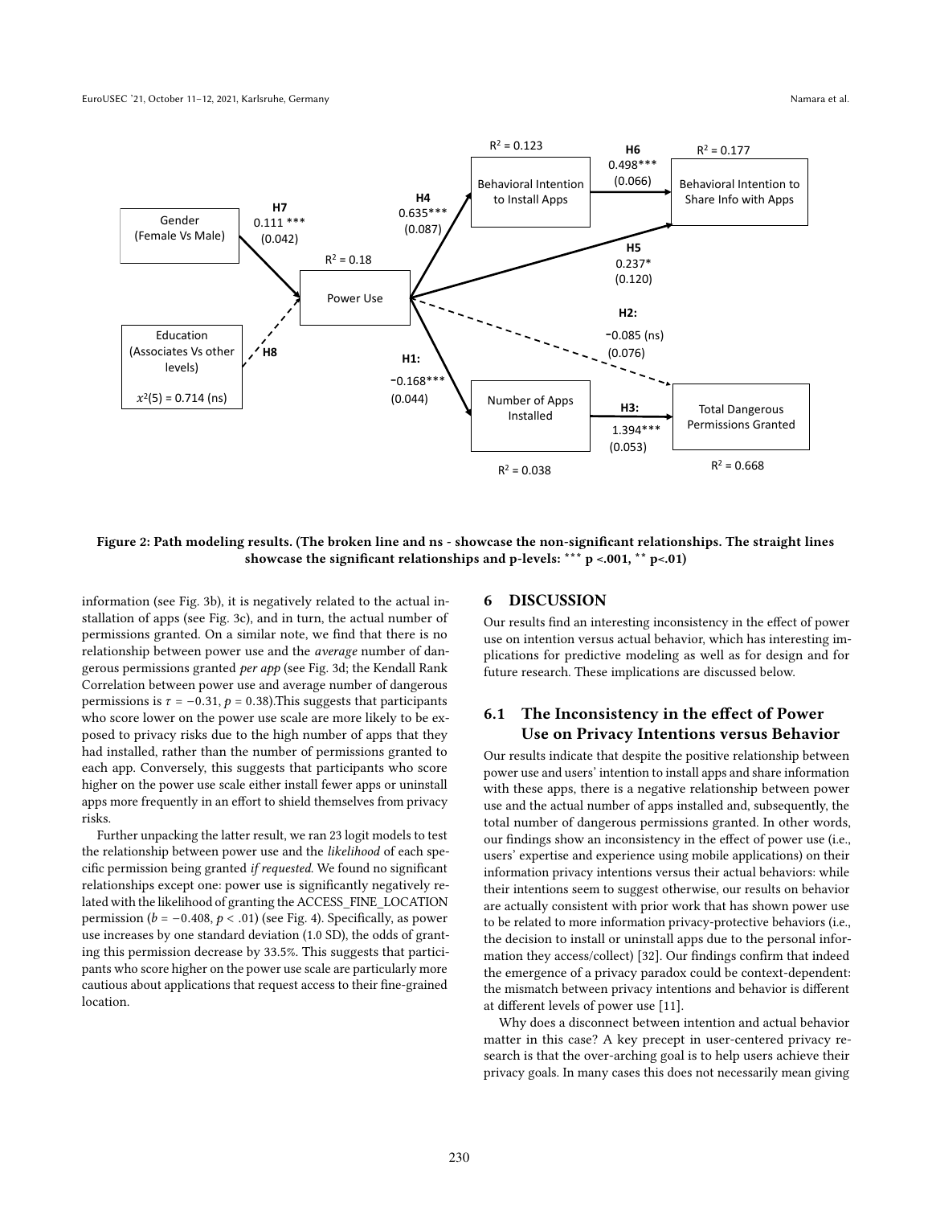Figure 2: Path modeling results. (The broken line and ns - showcase the non-significant relationships. The straight lines showcase the significant relationships and p-levels: *** p <.001, ** p<.01)

information (see Fig. 3b), it is negatively related to the actual installation of apps (see Fig. 3c), and in turn, the actual number of permissions granted. On a similar note, we find that there is no relationship between power use and the *average* number of dangerous permissions granted *per app* (see Fig. 3d; the Kendall Rank Correlation between power use and average number of dangerous permissions is $\tau = -0.31$, $p = 0.38$).This suggests that participants who score lower on the power use scale are more likely to be exposed to privacy risks due to the high number of apps that they had installed, rather than the number of permissions granted to each app. Conversely, this suggests that participants who score higher on the power use scale either install fewer apps or uninstall apps more frequently in an effort to shield themselves from privacy risks.

Further unpacking the latter result, we ran 23 logit models to test the relationship between power use and the *likelihood* of each specific permission being granted *if requested.* We found no significant relationships except one: power use is significantly negatively related with the likelihood of granting the ACCESS_FINE_LOCATION permission ($b = -0.408$, $p < .01$) (see Fig. 4). Specifically, as power use increases by one standard deviation (1.0 SD), the odds of granting this permission decrease by 33.5%. This suggests that participants who score higher on the power use scale are particularly more cautious about applications that request access to their fine-grained location.

## 6 DISCUSSION

Our results find an interesting inconsistency in the effect of power use on intention versus actual behavior, which has interesting implications for predictive modeling as well as for design and for future research. These implications are discussed below.

### 6.1 The Inconsistency in the effect of Power Use on Privacy Intentions versus Behavior

Our results indicate that despite the positive relationship between power use and users' intention to install apps and share information with these apps, there is a negative relationship between power use and the actual number of apps installed and, subsequently, the total number of dangerous permissions granted. In other words, our findings show an inconsistency in the effect of power use (i.e., users' expertise and experience using mobile applications) on their information privacy intentions versus their actual behaviors: while their intentions seem to suggest otherwise, our results on behavior are actually consistent with prior work that has shown power use to be related to more information privacy-protective behaviors (i.e., the decision to install or uninstall apps due to the personal information they access/collect) [32]. Our findings confirm that indeed the emergence of a privacy paradox could be context-dependent: the mismatch between privacy intentions and behavior is different at different levels of power use [11].

Why does a disconnect between intention and actual behavior matter in this case? A key precept in user-centered privacy research is that the over-arching goal is to help users achieve their privacy goals. In many cases this does not necessarily mean giving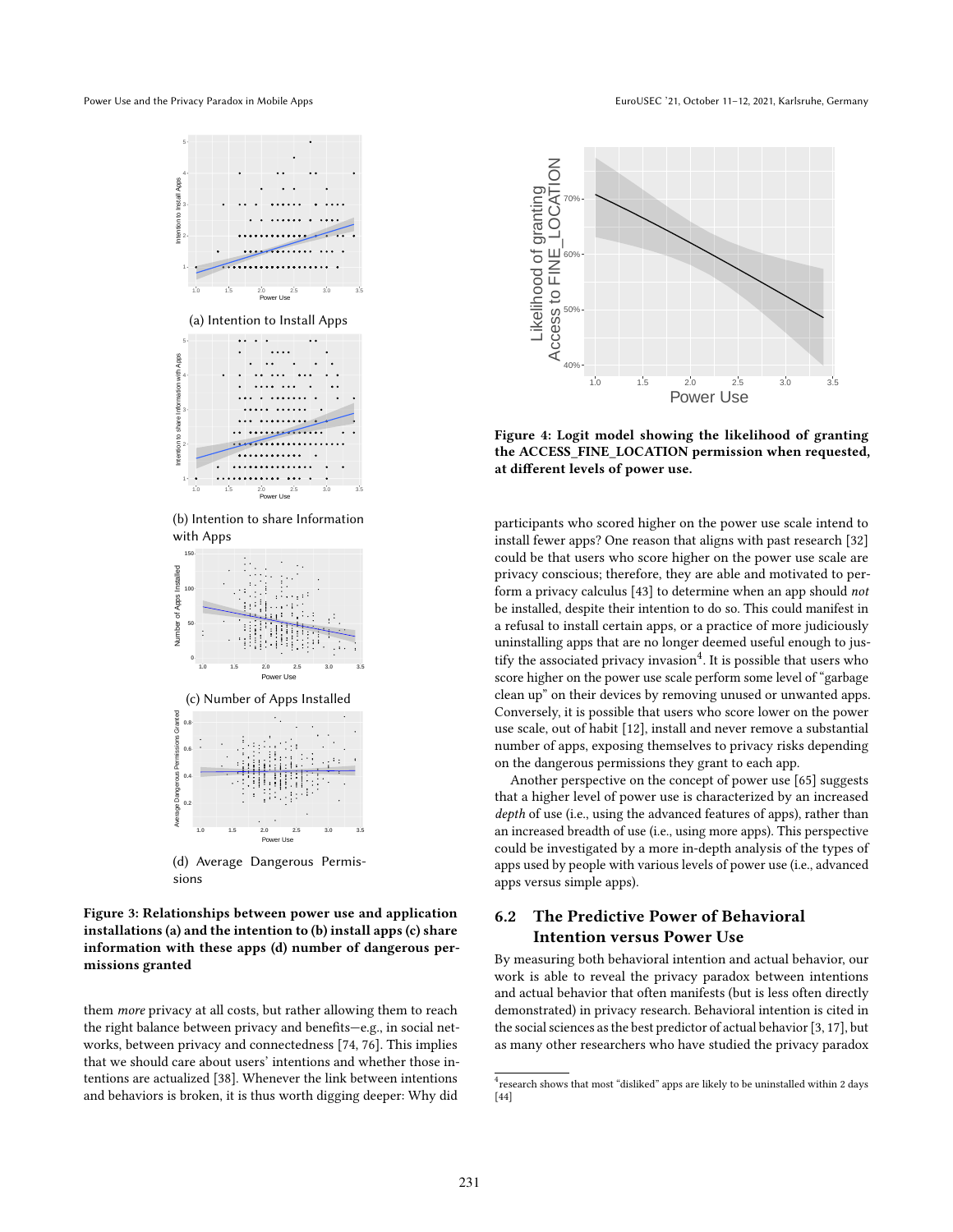(a) Intention to Install Apps

(b) Intention to share Information with Apps

(c) Number of Apps Installed

(d) Average Dangerous Permissions

**Figure 3: Relationships between power use and application installations (a) and the intention to (b) install apps (c) share information with these apps (d) number of dangerous permissions granted**

them *more* privacy at all costs, but rather allowing them to reach the right balance between privacy and benefits—e.g., in social networks, between privacy and connectedness [74, 76]. This implies that we should care about users' intentions and whether those intentions are actualized [38]. Whenever the link between intentions and behaviors is broken, it is thus worth digging deeper: Why did participants who scored higher on the power use scale intend to install fewer apps? One reason that aligns with past research [32] could be that users who score higher on the power use scale are privacy conscious; therefore, they are able and motivated to perform a privacy calculus [43] to determine when an app should *not* be installed, despite their intention to do so. This could manifest in a refusal to install certain apps, or a practice of more judiciously uninstalling apps that are no longer deemed useful enough to justify the associated privacy invasion[4]. It is possible that users who score higher on the power use scale perform some level of "garbage clean up" on their devices by removing unused or unwanted apps. Conversely, it is possible that users who score lower on the power use scale, out of habit [12], install and never remove a substantial number of apps, exposing themselves to privacy risks depending on the dangerous permissions they grant to each app.

**Figure 4: Logit model showing the likelihood of granting the ACCESS_FINE_LOCATION permission when requested, at different levels of power use.**

Another perspective on the concept of power use [65] suggests that a higher level of power use is characterized by an increased *depth* of use (i.e., using the advanced features of apps), rather than an increased breadth of use (i.e., using more apps). This perspective could be investigated by a more in-depth analysis of the types of apps used by people with various levels of power use (i.e., advanced apps versus simple apps).

## 6.2 The Predictive Power of Behavioral Intention versus Power Use

By measuring both behavioral intention and actual behavior, our work is able to reveal the privacy paradox between intentions and actual behavior that often manifests (but is less often directly demonstrated) in privacy research. Behavioral intention is cited in the social sciences as the best predictor of actual behavior [3, 17], but as many other researchers who have studied the privacy paradox

[4] research shows that most "disliked" apps are likely to be uninstalled within 2 days [44]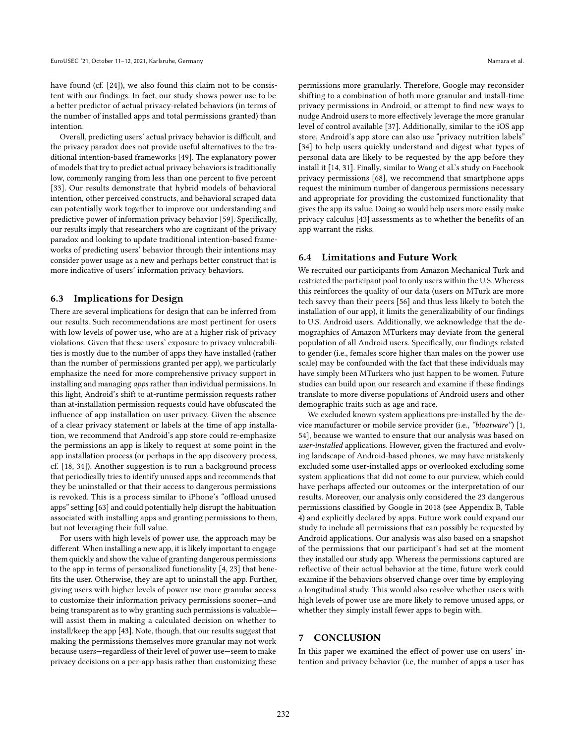have found (cf. [24]), we also found this claim not to be consistent with our findings. In fact, our study shows power use to be a better predictor of actual privacy-related behaviors (in terms of the number of installed apps and total permissions granted) than intention.

Overall, predicting users' actual privacy behavior is difficult, and the privacy paradox does not provide useful alternatives to the traditional intention-based frameworks [49]. The explanatory power of models that try to predict actual privacy behaviors is traditionally low, commonly ranging from less than one percent to five percent [33]. Our results demonstrate that hybrid models of behavioral intention, other perceived constructs, and behavioral scraped data can potentially work together to improve our understanding and predictive power of information privacy behavior [59]. Specifically, our results imply that researchers who are cognizant of the privacy paradox and looking to update traditional intention-based frameworks of predicting users' behavior through their intentions may consider power usage as a new and perhaps better construct that is more indicative of users' information privacy behaviors.

### 6.3 Implications for Design

There are several implications for design that can be inferred from our results. Such recommendations are most pertinent for users with low levels of power use, who are at a higher risk of privacy violations. Given that these users' exposure to privacy vulnerabilities is mostly due to the number of apps they have installed (rather than the number of permissions granted per app), we particularly emphasize the need for more comprehensive privacy support in installing and managing *apps* rather than individual permissions. In this light, Android's shift to at-runtime permission requests rather than at-installation permission requests could have obfuscated the influence of app installation on user privacy. Given the absence of a clear privacy statement or labels at the time of app installation, we recommend that Android's app store could re-emphasize the permissions an app is likely to request at some point in the app installation process (or perhaps in the app discovery process, cf. [18, 34]). Another suggestion is to run a background process that periodically tries to identify unused apps and recommends that they be uninstalled or that their access to dangerous permissions is revoked. This is a process similar to iPhone's "offload unused apps" setting [63] and could potentially help disrupt the habituation associated with installing apps and granting permissions to them, but not leveraging their full value.

For users with high levels of power use, the approach may be different. When installing a new app, it is likely important to engage them quickly and show the value of granting dangerous permissions to the app in terms of personalized functionality [4, 23] that benefits the user. Otherwise, they are apt to uninstall the app. Further, giving users with higher levels of power use more granular access to customize their information privacy permissions sooner—and being transparent as to why granting such permissions is valuable—will assist them in making a calculated decision on whether to install/keep the app [43]. Note, though, that our results suggest that making the permissions themselves more granular may not work because users—regardless of their level of power use—seem to make privacy decisions on a per-app basis rather than customizing these permissions more granularly. Therefore, Google may reconsider shifting to a combination of both more granular and install-time privacy permissions in Android, or attempt to find new ways to nudge Android users to more effectively leverage the more granular level of control available [37]. Additionally, similar to the iOS app store, Android's app store can also use "privacy nutrition labels" [34] to help users quickly understand and digest what types of personal data are likely to be requested by the app before they install it [14, 31]. Finally, similar to Wang et al.'s study on Facebook privacy permissions [68], we recommend that smartphone apps request the minimum number of dangerous permissions necessary and appropriate for providing the customized functionality that gives the app its value. Doing so would help users more easily make privacy calculus [43] assessments as to whether the benefits of an app warrant the risks.

### 6.4 Limitations and Future Work

We recruited our participants from Amazon Mechanical Turk and restricted the participant pool to only users within the U.S. Whereas this reinforces the quality of our data (users on MTurk are more tech savvy than their peers [56] and thus less likely to botch the installation of our app), it limits the generalizability of our findings to U.S. Android users. Additionally, we acknowledge that the demographics of Amazon MTurkers may deviate from the general population of all Android users. Specifically, our findings related to gender (i.e., females score higher than males on the power use scale) may be confounded with the fact that these individuals may have simply been MTurkers who just happen to be women. Future studies can build upon our research and examine if these findings translate to more diverse populations of Android users and other demographic traits such as age and race.

We excluded known system applications pre-installed by the device manufacturer or mobile service provider (i.e., *"bloatware"*) [1, 54], because we wanted to ensure that our analysis was based on *user-installed* applications. However, given the fractured and evolving landscape of Android-based phones, we may have mistakenly excluded some user-installed apps or overlooked excluding some system applications that did not come to our purview, which could have perhaps affected our outcomes or the interpretation of our results. Moreover, our analysis only considered the 23 dangerous permissions classified by Google in 2018 (see Appendix B, Table 4) and explicitly declared by apps. Future work could expand our study to include all permissions that can possibly be requested by Android applications. Our analysis was also based on a snapshot of the permissions that our participant's had set at the moment they installed our study app. Whereas the permissions captured are reflective of their actual behavior at the time, future work could examine if the behaviors observed change over time by employing a longitudinal study. This would also resolve whether users with high levels of power use are more likely to remove unused apps, or whether they simply install fewer apps to begin with.

## 7 CONCLUSION

In this paper we examined the effect of power use on users' intention and privacy behavior (i.e, the number of apps a user has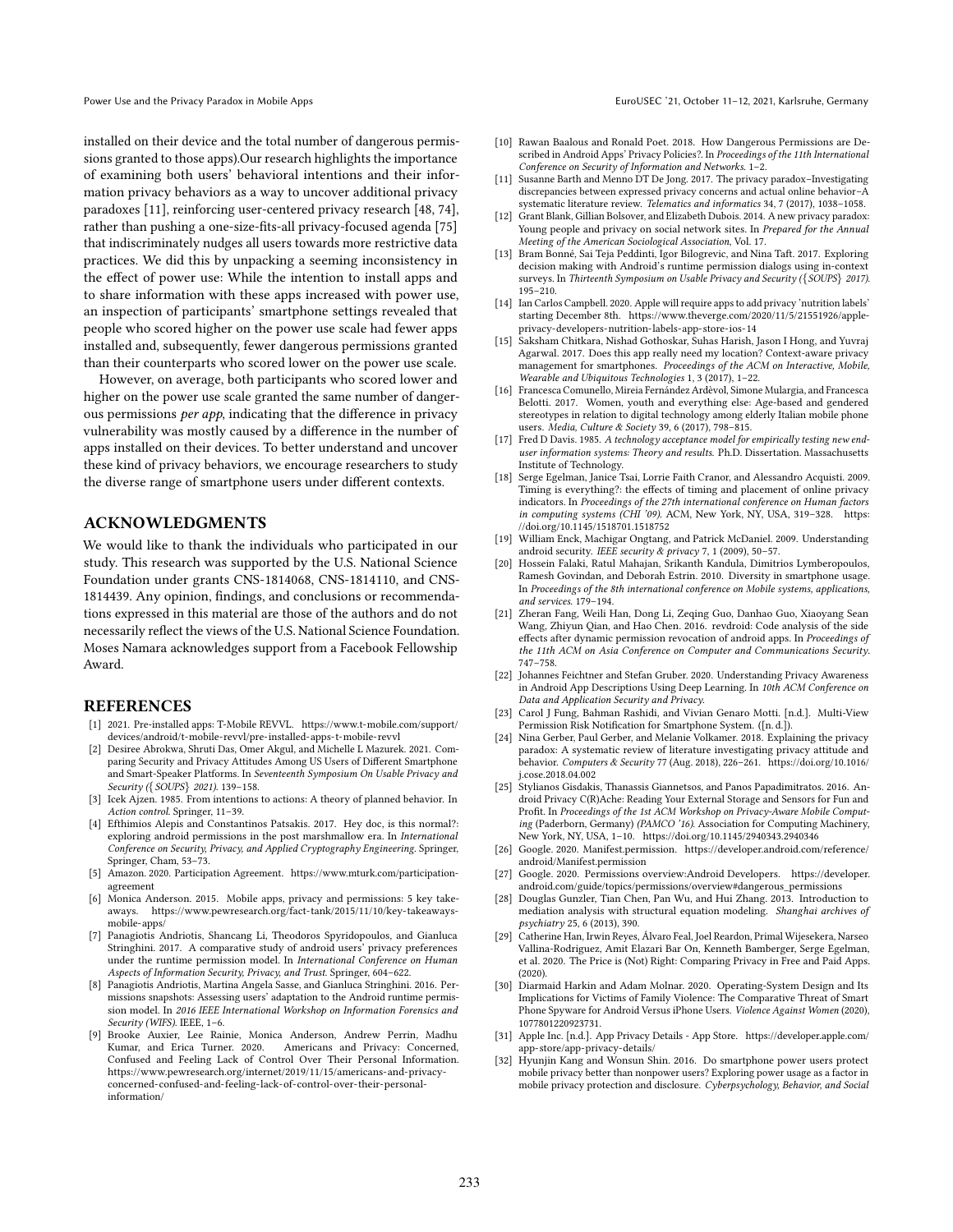installed on their device and the total number of dangerous permissions granted to those apps).Our research highlights the importance of examining both users' behavioral intentions and their information privacy behaviors as a way to uncover additional privacy paradoxes [11], reinforcing user-centered privacy research [48, 74], rather than pushing a one-size-fits-all privacy-focused agenda [75] that indiscriminately nudges all users towards more restrictive data practices. We did this by unpacking a seeming inconsistency in the effect of power use: While the intention to install apps and to share information with these apps increased with power use, an inspection of participants' smartphone settings revealed that people who scored higher on the power use scale had fewer apps installed and, subsequently, fewer dangerous permissions granted than their counterparts who scored lower on the power use scale.

However, on average, both participants who scored lower and higher on the power use scale granted the same number of dangerous permissions *per app*, indicating that the difference in privacy vulnerability was mostly caused by a difference in the number of apps installed on their devices. To better understand and uncover these kind of privacy behaviors, we encourage researchers to study the diverse range of smartphone users under different contexts.

## ACKNOWLEDGMENTS

We would like to thank the individuals who participated in our study. This research was supported by the U.S. National Science Foundation under grants CNS-1814068, CNS-1814110, and CNS-1814439. Any opinion, findings, and conclusions or recommendations expressed in this material are those of the authors and do not necessarily reflect the views of the U.S. National Science Foundation. Moses Namara acknowledges support from a Facebook Fellowship Award.

## REFERENCES

- [1] 2021. Pre-installed apps: T-Mobile REVVL. https://www.t-mobile.com/support/devices/android/t-mobile-revvl/pre-installed-apps-t-mobile-revvl
- [2] Desiree Abrokwa, Shruti Das, Omer Akgul, and Michelle L Mazurek. 2021. Comparing Security and Privacy Attitudes Among US Users of Different Smartphone and Smart-Speaker Platforms. In *Seventeenth Symposium On Usable Privacy and Security ({SOUPS} 2021)*. 139–158.
- [3] Icek Ajzen. 1985. From intentions to actions: A theory of planned behavior. In *Action control*. Springer, 11–39.
- [4] Efthimios Alepis and Constantinos Patsakis. 2017. Hey doc, is this normal?: exploring android permissions in the post marshmallow era. In *International Conference on Security, Privacy, and Applied Cryptography Engineering*. Springer, Springer, Cham, 53–73.
- [5] Amazon. 2020. Participation Agreement. https://www.mturk.com/participation-agreement
- [6] Monica Anderson. 2015. Mobile apps, privacy and permissions: 5 key takeaways. https://www.pewresearch.org/fact-tank/2015/11/10/key-takeaways-mobile-apps/
- [7] Panagiotis Andriotis, Shancang Li, Theodoros Spyridopoulos, and Gianluca Stringhini. 2017. A comparative study of android users' privacy preferences under the runtime permission model. In *International Conference on Human Aspects of Information Security, Privacy, and Trust*. Springer, 604–622.
- [8] Panagiotis Andriotis, Martina Angela Sasse, and Gianluca Stringhini. 2016. Permissions snapshots: Assessing users' adaptation to the Android runtime permission model. In *2016 IEEE International Workshop on Information Forensics and Security (WIFS)*. IEEE, 1–6.
- [9] Brooke Auxier, Lee Rainie, Monica Anderson, Andrew Perrin, Madhu Kumar, and Erica Turner. 2020. Americans and Privacy: Concerned, Confused and Feeling Lack of Control Over Their Personal Information. https://www.pewresearch.org/internet/2019/11/15/americans-and-privacy-concerned-confused-and-feeling-lack-of-control-over-their-personal-information/
- [10] Rawan Baalous and Ronald Poet. 2018. How Dangerous Permissions are Described in Android Apps' Privacy Policies?. In *Proceedings of the 11th International Conference on Security of Information and Networks*. 1–2.
- [11] Susanne Barth and Menno DT De Jong. 2017. The privacy paradox–Investigating discrepancies between expressed privacy concerns and actual online behavior–A systematic literature review. *Telematics and informatics* 34, 7 (2017), 1038–1058.
- [12] Grant Blank, Gillian Bolsover, and Elizabeth Dubois. 2014. A new privacy paradox: Young people and privacy on social network sites. In *Prepared for the Annual Meeting of the American Sociological Association*, Vol. 17.
- [13] Bram Bonné, Sai Teja Peddinti, Igor Bilogrevic, and Nina Taft. 2017. Exploring decision making with Android's runtime permission dialogs using in-context surveys. In *Thirteenth Symposium on Usable Privacy and Security ({SOUPS} 2017)*. 195–210.
- [14] Ian Carlos Campbell. 2020. Apple will require apps to add privacy 'nutrition labels' starting December 8th. https://www.theverge.com/2020/11/5/21551926/apple-privacy-developers-nutrition-labels-app-store-ios-14
- [15] Saksham Chitkara, Nishad Gothoskar, Suhas Harish, Jason I Hong, and Yuvraj Agarwal. 2017. Does this app really need my location? Context-aware privacy management for smartphones. *Proceedings of the ACM on Interactive, Mobile, Wearable and Ubiquitous Technologies* 1, 3 (2017), 1–22.
- [16] Francesca Comunello, Mireia Fernández Ardèvol, Simone Mulargia, and Francesca Belotti. 2017. Women, youth and everything else: Age-based and gendered stereotypes in relation to digital technology among elderly Italian mobile phone users. *Media, Culture & Society* 39, 6 (2017), 798–815.
- [17] Fred D Davis. 1985. *A technology acceptance model for empirically testing new end-user information systems: Theory and results*. Ph.D. Dissertation. Massachusetts Institute of Technology.
- [18] Serge Egelman, Janice Tsai, Lorrie Faith Cranor, and Alessandro Acquisti. 2009. Timing is everything?: the effects of timing and placement of online privacy indicators. In *Proceedings of the 27th international conference on Human factors in computing systems (CHI '09)*. ACM, New York, NY, USA, 319–328. https://doi.org/10.1145/1518701.1518752
- [19] William Enck, Machigar Ongtang, and Patrick McDaniel. 2009. Understanding android security. *IEEE security & privacy* 7, 1 (2009), 50–57.
- [20] Hossein Falaki, Ratul Mahajan, Srikanth Kandula, Dimitrios Lymberopoulos, Ramesh Govindan, and Deborah Estrin. 2010. Diversity in smartphone usage. In *Proceedings of the 8th international conference on Mobile systems, applications, and services*. 179–194.
- [21] Zheran Fang, Weili Han, Dong Li, Zeqing Guo, Danhao Guo, Xiaoyang Sean Wang, Zhiyun Qian, and Hao Chen. 2016. revdroid: Code analysis of the side effects after dynamic permission revocation of android apps. In *Proceedings of the 11th ACM on Asia Conference on Computer and Communications Security*. 747–758.
- [22] Johannes Feichtner and Stefan Gruber. 2020. Understanding Privacy Awareness in Android App Descriptions Using Deep Learning. In *10th ACM Conference on Data and Application Security and Privacy*.
- [23] Carol J Fung, Bahman Rashidi, and Vivian Genaro Motti. [n.d.]. Multi-View Permission Risk Notification for Smartphone System. ([n. d.]).
- [24] Nina Gerber, Paul Gerber, and Melanie Volkamer. 2018. Explaining the privacy paradox: A systematic review of literature investigating privacy attitude and behavior. *Computers & Security* 77 (Aug. 2018), 226–261. https://doi.org/10.1016/j.cose.2018.04.002
- [25] Stylianos Gisdakis, Thanassis Giannetsos, and Panos Papadimitratos. 2016. Android Privacy C(R)Ache: Reading Your External Storage and Sensors for Fun and Profit. In *Proceedings of the 1st ACM Workshop on Privacy-Aware Mobile Computing* (Paderborn, Germany) *(PAMCO '16)*. Association for Computing Machinery, New York, NY, USA, 1–10. https://doi.org/10.1145/2940343.2940346
- [26] Google. 2020. Manifest.permission. https://developer.android.com/reference/android/Manifest.permission
- [27] Google. 2020. Permissions overview:Android Developers. https://developer.android.com/guide/topics/permissions/overview#dangerous_permissions
- [28] Douglas Gunzler, Tian Chen, Pan Wu, and Hui Zhang. 2013. Introduction to mediation analysis with structural equation modeling. *Shanghai archives of psychiatry* 25, 6 (2013), 390.
- [29] Catherine Han, Irwin Reyes, Álvaro Feal, Joel Reardon, Primal Wijesekera, Narseo Vallina-Rodriguez, Amit Elazari Bar On, Kenneth Bamberger, Serge Egelman, et al. 2020. The Price is (Not) Right: Comparing Privacy in Free and Paid Apps. (2020).
- [30] Diarmaid Harkin and Adam Molnar. 2020. Operating-System Design and Its Implications for Victims of Family Violence: The Comparative Threat of Smart Phone Spyware for Android Versus iPhone Users. *Violence Against Women* (2020), 1077801220923731.
- [31] Apple Inc. [n.d.]. App Privacy Details - App Store. https://developer.apple.com/app-store/app-privacy-details/
- [32] Hyunjin Kang and Wonsun Shin. 2016. Do smartphone power users protect mobile privacy better than nonpower users? Exploring power usage as a factor in mobile privacy protection and disclosure. *Cyberpsychology, Behavior, and Social*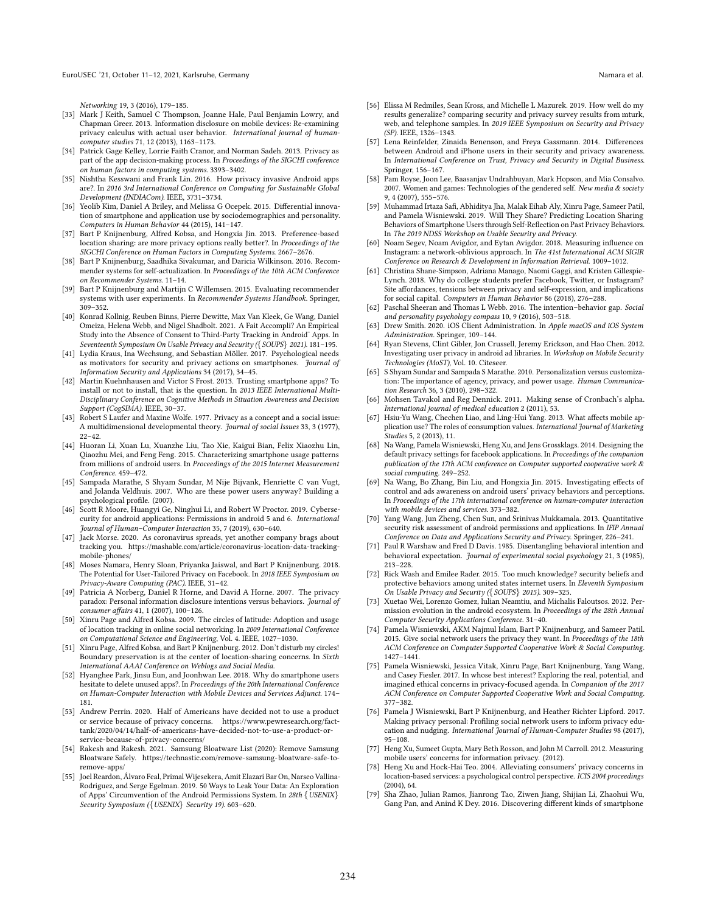Networking 19, 3 (2016), 179–185.

[33] Mark J Keith, Samuel C Thompson, Joanne Hale, Paul Benjamin Lowry, and Chapman Greer. 2013. Information disclosure on mobile devices: Re-examining privacy calculus with actual user behavior. *International journal of human-computer studies* 71, 12 (2013), 1163–1173.

[34] Patrick Gage Kelley, Lorrie Faith Cranor, and Norman Sadeh. 2013. Privacy as part of the app decision-making process. In *Proceedings of the SIGCHI conference on human factors in computing systems*. 3393–3402.

[35] Nishtha Kesswani and Frank Lin. 2016. How privacy invasive Android apps are?. In *2016 3rd International Conference on Computing for Sustainable Global Development (INDIACom)*. IEEE, 3731–3734.

[36] Yeolib Kim, Daniel A Briley, and Melissa G Ocepek. 2015. Differential innovation of smartphone and application use by sociodemographics and personality. *Computers in Human Behavior* 44 (2015), 141–147.

[37] Bart P Knijnenburg, Alfred Kobsa, and Hongxia Jin. 2013. Preference-based location sharing: are more privacy options really better?. In *Proceedings of the SIGCHI Conference on Human Factors in Computing Systems*. 2667–2676.

[38] Bart P Knijnenburg, Saadhika Sivakumar, and Daricia Wilkinson. 2016. Recommender systems for self-actualization. In *Proceedings of the 10th ACM Conference on Recommender Systems*. 11–14.

[39] Bart P Knijnenburg and Martijn C Willemsen. 2015. Evaluating recommender systems with user experiments. In *Recommender Systems Handbook*. Springer, 309–352.

[40] Konrad Kollnig, Reuben Binns, Pierre Dewitte, Max Van Kleek, Ge Wang, Daniel Omeiza, Helena Webb, and Nigel Shadbolt. 2021. A Fait Accompli? An Empirical Study into the Absence of Consent to Third-Party Tracking in Android¯ Apps. In *Seventeenth Symposium On Usable Privacy and Security ({SOUPS} 2021)*. 181–195.

[41] Lydia Kraus, Ina Wechsung, and Sebastian Möller. 2017. Psychological needs as motivators for security and privacy actions on smartphones. *Journal of Information Security and Applications* 34 (2017), 34–45.

[42] Martin Kuehnhausen and Victor S Frost. 2013. Trusting smartphone apps? To install or not to install, that is the question. In *2013 IEEE International Multi-Disciplinary Conference on Cognitive Methods in Situation Awareness and Decision Support (CogSIMA)*. IEEE, 30–37.

[43] Robert S Laufer and Maxine Wolfe. 1977. Privacy as a concept and a social issue: A multidimensional developmental theory. *Journal of social Issues* 33, 3 (1977), 22–42.

[44] Huoran Li, Xuan Lu, Xuanzhe Liu, Tao Xie, Kaigui Bian, Felix Xiaozhu Lin, Qiaozhu Mei, and Feng Feng. 2015. Characterizing smartphone usage patterns from millions of android users. In *Proceedings of the 2015 Internet Measurement Conference*. 459–472.

[45] Sampada Marathe, S Shyam Sundar, M Nije Bijvank, Henriette C van Vugt, and Jolanda Veldhuis. 2007. Who are these power users anyway? Building a psychological profile. (2007).

[46] Scott R Moore, Huangyi Ge, Ninghui Li, and Robert W Proctor. 2019. Cybersecurity for android applications: Permissions in android 5 and 6. *International Journal of Human–Computer Interaction* 35, 7 (2019), 630–640.

[47] Jack Morse. 2020. As coronavirus spreads, yet another company brags about tracking you. https://mashable.com/article/coronavirus-location-data-tracking-mobile-phones/

[48] Moses Namara, Henry Sloan, Priyanka Jaiswal, and Bart P Knijnenburg. 2018. The Potential for User-Tailored Privacy on Facebook. In *2018 IEEE Symposium on Privacy-Aware Computing (PAC)*. IEEE, 31–42.

[49] Patricia A Norberg, Daniel R Horne, and David A Horne. 2007. The privacy paradox: Personal information disclosure intentions versus behaviors. *Journal of consumer affairs* 41, 1 (2007), 100–126.

[50] Xinru Page and Alfred Kobsa. 2009. The circles of latitude: Adoption and usage of location tracking in online social networking. In *2009 International Conference on Computational Science and Engineering*, Vol. 4. IEEE, 1027–1030.

[51] Xinru Page, Alfred Kobsa, and Bart P Knijnenburg. 2012. Don't disturb my circles! Boundary preservation is at the center of location-sharing concerns. In *Sixth International AAAI Conference on Weblogs and Social Media*.

[52] Hyanghee Park, Jinsu Eun, and Joonhwan Lee. 2018. Why do smartphone users hesitate to delete unused apps?. In *Proceedings of the 20th International Conference on Human-Computer Interaction with Mobile Devices and Services Adjunct*. 174–181.

[53] Andrew Perrin. 2020. Half of Americans have decided not to use a product or service because of privacy concerns. https://www.pewresearch.org/fact-tank/2020/04/14/half-of-americans-have-decided-not-to-use-a-product-or-service-because-of-privacy-concerns/

[54] Rakesh and Rakesh. 2021. Samsung Bloatware List (2020): Remove Samsung Bloatware Safely. https://technastic.com/remove-samsung-bloatware-safe-to-remove-apps/

[55] Joel Reardon, Álvaro Feal, Primal Wijesekera, Amit Elazari Bar On, Narseo Vallina-Rodriguez, and Serge Egelman. 2019. 50 Ways to Leak Your Data: An Exploration of Apps' Circumvention of the Android Permissions System. In *28th {USENIX} Security Symposium ({USENIX} Security 19)*. 603–620.

[56] Elissa M Redmiles, Sean Kross, and Michelle L Mazurek. 2019. How well do my results generalize? comparing security and privacy survey results from mturk, web, and telephone samples. In *2019 IEEE Symposium on Security and Privacy (SP)*. IEEE, 1326–1343.

[57] Lena Reinfelder, Zinaida Benenson, and Freya Gassmann. 2014. Differences between Android and iPhone users in their security and privacy awareness. In *International Conference on Trust, Privacy and Security in Digital Business*. Springer, 156–167.

[58] Pam Royse, Joon Lee, Baasanjav Undrahbuyan, Mark Hopson, and Mia Consalvo. 2007. Women and games: Technologies of the gendered self. *New media & society* 9, 4 (2007), 555–576.

[59] Muhammad Irtaza Safi, Abhiditya Jha, Malak Eihab Aly, Xinru Page, Sameer Patil, and Pamela Wisniewski. 2019. Will They Share? Predicting Location Sharing Behaviors of Smartphone Users through Self-Reflection on Past Privacy Behaviors. In *The 2019 NDSS Workshop on Usable Security and Privacy*.

[60] Noam Segev, Noam Avigdor, and Eytan Avigdor. 2018. Measuring influence on Instagram: a network-oblivious approach. In *The 41st International ACM SIGIR Conference on Research & Development in Information Retrieval*. 1009–1012.

[61] Christina Shane-Simpson, Adriana Manago, Naomi Gaggi, and Kristen Gillespie-Lynch. 2018. Why do college students prefer Facebook, Twitter, or Instagram? Site affordances, tensions between privacy and self-expression, and implications for social capital. *Computers in Human Behavior* 86 (2018), 276–288.

[62] Paschal Sheeran and Thomas L Webb. 2016. The intention–behavior gap. *Social and personality psychology compass* 10, 9 (2016), 503–518.

[63] Drew Smith. 2020. iOS Client Administration. In *Apple macOS and iOS System Administration*. Springer, 109–144.

[64] Ryan Stevens, Clint Gibler, Jon Crussell, Jeremy Erickson, and Hao Chen. 2012. Investigating user privacy in android ad libraries. In *Workshop on Mobile Security Technologies (MoST)*, Vol. 10. Citeseer.

[65] S Shyam Sundar and Sampada S Marathe. 2010. Personalization versus customization: The importance of agency, privacy, and power usage. *Human Communication Research* 36, 3 (2010), 298–322.

[66] Mohsen Tavakol and Reg Dennick. 2011. Making sense of Cronbach's alpha. *International journal of medical education* 2 (2011), 53.

[67] Hsiu-Yu Wang, Chechen Liao, and Ling-Hui Yang. 2013. What affects mobile application use? The roles of consumption values. *International Journal of Marketing Studies* 5, 2 (2013), 11.

[68] Na Wang, Pamela Wisniewski, Heng Xu, and Jens Grossklags. 2014. Designing the default privacy settings for facebook applications. In *Proceedings of the companion publication of the 17th ACM conference on Computer supported cooperative work & social computing*. 249–252.

[69] Na Wang, Bo Zhang, Bin Liu, and Hongxia Jin. 2015. Investigating effects of control and ads awareness on android users' privacy behaviors and perceptions. In *Proceedings of the 17th international conference on human-computer interaction with mobile devices and services*. 373–382.

[70] Yang Wang, Jun Zheng, Chen Sun, and Srinivas Mukkamala. 2013. Quantitative security risk assessment of android permissions and applications. In *IFIP Annual Conference on Data and Applications Security and Privacy*. Springer, 226–241.

[71] Paul R Warshaw and Fred D Davis. 1985. Disentangling behavioral intention and behavioral expectation. *Journal of experimental social psychology* 21, 3 (1985), 213–228.

[72] Rick Wash and Emilee Rader. 2015. Too much knowledge? security beliefs and protective behaviors among united states internet users. In *Eleventh Symposium On Usable Privacy and Security ({SOUPS} 2015)*. 309–325.

[73] Xuetao Wei, Lorenzo Gomez, Iulian Neamtiu, and Michalis Faloutsos. 2012. Permission evolution in the android ecosystem. In *Proceedings of the 28th Annual Computer Security Applications Conference*. 31–40.

[74] Pamela Wisniewski, AKM Najmul Islam, Bart P Knijnenburg, and Sameer Patil. 2015. Give social network users the privacy they want. In *Proceedings of the 18th ACM Conference on Computer Supported Cooperative Work & Social Computing*. 1427–1441.

[75] Pamela Wisniewski, Jessica Vitak, Xinru Page, Bart Knijnenburg, Yang Wang, and Casey Fiesler. 2017. In whose best interest? Exploring the real, potential, and imagined ethical concerns in privacy-focused agenda. In *Companion of the 2017 ACM Conference on Computer Supported Cooperative Work and Social Computing*. 377–382.

[76] Pamela J Wisniewski, Bart P Knijnenburg, and Heather Richter Lipford. 2017. Making privacy personal: Profiling social network users to inform privacy education and nudging. *International Journal of Human-Computer Studies* 98 (2017), 95–108.

[77] Heng Xu, Sumeet Gupta, Mary Beth Rosson, and John M Carroll. 2012. Measuring mobile users' concerns for information privacy. (2012).

[78] Heng Xu and Hock-Hai Teo. 2004. Alleviating consumers' privacy concerns in location-based services: a psychological control perspective. *ICIS 2004 proceedings* (2004), 64.

[79] Sha Zhao, Julian Ramos, Jianrong Tao, Ziwen Jiang, Shijian Li, Zhaohui Wu, Gang Pan, and Anind K Dey. 2016. Discovering different kinds of smartphone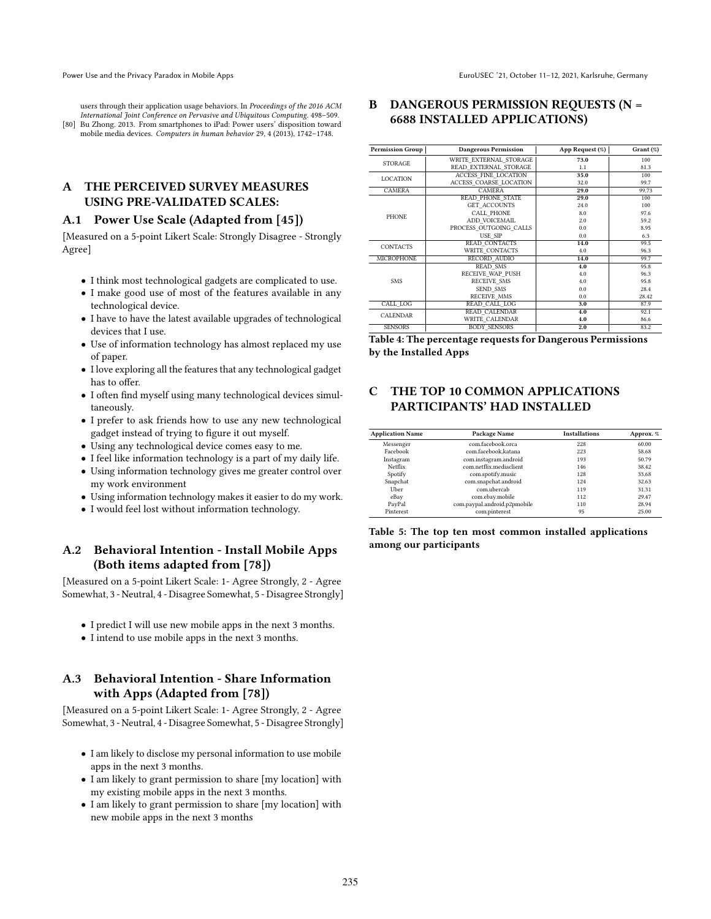users through their application usage behaviors. In *Proceedings of the 2016 ACM International Joint Conference on Pervasive and Ubiquitous Computing*. 498–509.

[80] Bu Zhong. 2013. From smartphones to iPad: Power users' disposition toward mobile media devices. *Computers in human behavior* 29, 4 (2013), 1742–1748.

# A THE PERCEIVED SURVEY MEASURES USING PRE-VALIDATED SCALES:

## A.1 Power Use Scale (Adapted from [45])

[Measured on a 5-point Likert Scale: Strongly Disagree - Strongly Agree]

- I think most technological gadgets are complicated to use.
- I make good use of most of the features available in any technological device.
- I have to have the latest available upgrades of technological devices that I use.
- Use of information technology has almost replaced my use of paper.
- I love exploring all the features that any technological gadget has to offer.
- I often find myself using many technological devices simultaneously.
- I prefer to ask friends how to use any new technological gadget instead of trying to figure it out myself.
- Using any technological device comes easy to me.
- I feel like information technology is a part of my daily life.
- Using information technology gives me greater control over my work environment
- Using information technology makes it easier to do my work.
- I would feel lost without information technology.

## A.2 Behavioral Intention - Install Mobile Apps (Both items adapted from [78])

[Measured on a 5-point Likert Scale: 1- Agree Strongly, 2 - Agree Somewhat, 3 - Neutral, 4 - Disagree Somewhat, 5 - Disagree Strongly]

- I predict I will use new mobile apps in the next 3 months.
- I intend to use mobile apps in the next 3 months.

## A.3 Behavioral Intention - Share Information with Apps (Adapted from [78])

[Measured on a 5-point Likert Scale: 1- Agree Strongly, 2 - Agree Somewhat, 3 - Neutral, 4 - Disagree Somewhat, 5 - Disagree Strongly]

- I am likely to disclose my personal information to use mobile apps in the next 3 months.
- I am likely to grant permission to share [my location] with my existing mobile apps in the next 3 months.
- I am likely to grant permission to share [my location] with new mobile apps in the next 3 months

# B DANGEROUS PERMISSION REQUESTS (N = 6688 INSTALLED APPLICATIONS)

| Permission Group | Dangerous Permission | App Request (%) | Grant (%) |
|---|---|---|---|
| STORAGE | WRITE_EXTERNAL_STORAGE | **73.0** | 100 |
| | READ_EXTERNAL_STORAGE | 1.1 | 81.3 |
| LOCATION | ACCESS_FINE_LOCATION | **35.0** | 100 |
| | ACCESS_COARSE_LOCATION | 32.0 | 99.7 |
| CAMERA | CAMERA | **29.0** | 99.73 |
| PHONE | READ_PHONE_STATE | **29.0** | 100 |
| | GET_ACCOUNTS | 24.0 | 100 |
| | CALL_PHONE | 8.0 | 97.6 |
| | ADD_VOICEMAIL | 2.0 | 59.2 |
| | PROCESS_OUTGOING_CALLS | 0.0 | 8.95 |
| | USE_SIP | 0.0 | 6.3 |
| CONTACTS | READ_CONTACTS | **14.0** | 99.5 |
| | WRITE_CONTACTS | 4.0 | 96.3 |
| MICROPHONE | RECORD_AUDIO | **14.0** | 99.7 |
| SMS | READ_SMS | **4.0** | 95.8 |
| | RECEIVE_WAP_PUSH | 4.0 | 96.3 |
| | RECEIVE_SMS | 4.0 | 95.8 |
| | SEND_SMS | 0.0 | 28.4 |
| | RECEIVE_MMS | 0.0 | 28.42 |
| CALL_LOG | READ_CALL_LOG | **3.0** | 87.9 |
| CALENDAR | READ_CALENDAR | **4.0** | 92.1 |
| | WRITE_CALENDAR | **4.0** | 86.6 |
| SENSORS | BODY_SENSORS | **2.0** | 83.2 |

**Table 4: The percentage requests for Dangerous Permissions by the Installed Apps**

# C THE TOP 10 COMMON APPLICATIONS PARTICIPANTS' HAD INSTALLED

| Application Name | Package Name | Installations | Approx. % |
|---|---|---|---|
| Messenger | com.facebook.orca | 228 | 60.00 |
| Facebook | com.facebook.katana | 223 | 58.68 |
| Instagram | com.instagram.android | 193 | 50.79 |
| Netflix | com.netflix.mediaclient | 146 | 38.42 |
| Spotify | com.spotify.music | 128 | 33.68 |
| Snapchat | com.snapchat.android | 124 | 32.63 |
| Uber | com.ubercab | 119 | 31.31 |
| eBay | com.ebay.mobile | 112 | 29.47 |
| PayPal | com.paypal.android.p2pmobile | 110 | 28.94 |
| Pinterest | com.pinterest | 95 | 25.00 |

**Table 5: The top ten most common installed applications among our participants**